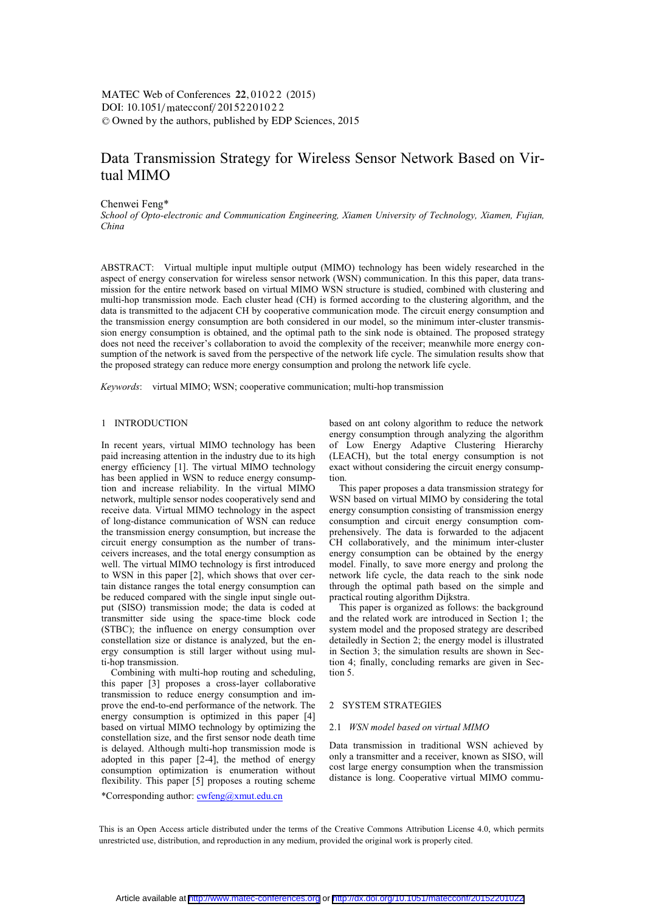# Data Transmission Strategy for Wireless Sensor Network Based on Virtual MIMO

Chenwei Feng*

*School of Opto-electronic and Communication Engineering, Xiamen University of Technology, Xiamen, Fujian, China*

ABSTRACT: Virtual multiple input multiple output (MIMO) technology has been widely researched in the aspect of energy conservation for wireless sensor network (WSN) communication. In this this paper, data transmission for the entire network based on virtual MIMO WSN structure is studied, combined with clustering and multi-hop transmission mode. Each cluster head (CH) is formed according to the clustering algorithm, and the data is transmitted to the adjacent CH by cooperative communication mode. The circuit energy consumption and the transmission energy consumption are both considered in our model, so the minimum inter-cluster transmission energy consumption is obtained, and the optimal path to the sink node is obtained. The proposed strategy does not need the receiver's collaboration to avoid the complexity of the receiver; meanwhile more energy consumption of the network is saved from the perspective of the network life cycle. The simulation results show that the proposed strategy can reduce more energy consumption and prolong the network life cycle.

*Keywords*: virtual MIMO; WSN; cooperative communication; multi-hop transmission

## 1 INTRODUCTION

In recent years, virtual MIMO technology has been paid increasing attention in the industry due to its high energy efficiency [1]. The virtual MIMO technology has been applied in WSN to reduce energy consumption and increase reliability. In the virtual MIMO network, multiple sensor nodes cooperatively send and receive data. Virtual MIMO technology in the aspect of long-distance communication of WSN can reduce the transmission energy consumption, but increase the circuit energy consumption as the number of transceivers increases, and the total energy consumption as well. The virtual MIMO technology is first introduced to WSN in this paper [2], which shows that over certain distance ranges the total energy consumption can be reduced compared with the single input single output (SISO) transmission mode; the data is coded at transmitter side using the space-time block code (STBC); the influence on energy consumption over constellation size or distance is analyzed, but the energy consumption is still larger without using multi-hop transmission.

Combining with multi-hop routing and scheduling, this paper [3] proposes a cross-layer collaborative transmission to reduce energy consumption and improve the end-to-end performance of the network. The energy consumption is optimized in this paper [4] based on virtual MIMO technology by optimizing the constellation size, and the first sensor node death time is delayed. Although multi-hop transmission mode is adopted in this paper [2-4], the method of energy consumption optimization is enumeration without flexibility. This paper [5] proposes a routing scheme based on ant colony algorithm to reduce the network energy consumption through analyzing the algorithm of Low Energy Adaptive Clustering Hierarchy (LEACH), but the total energy consumption is not exact without considering the circuit energy consumption.

This paper proposes a data transmission strategy for WSN based on virtual MIMO by considering the total energy consumption consisting of transmission energy consumption and circuit energy consumption comprehensively. The data is forwarded to the adjacent CH collaboratively, and the minimum inter-cluster energy consumption can be obtained by the energy model. Finally, to save more energy and prolong the network life cycle, the data reach to the sink node through the optimal path based on the simple and practical routing algorithm Dijkstra.

This paper is organized as follows: the background and the related work are introduced in Section 1; the system model and the proposed strategy are described detailedly in Section 2; the energy model is illustrated in Section 3; the simulation results are shown in Section 4; finally, concluding remarks are given in Section 5.

## 2 SYSTEM STRATEGIES

### 2.1 *WSN model based on virtual MIMO*

Data transmission in traditional WSN achieved by only a transmitter and a receiver, known as SISO, will cost large energy consumption when the transmission distance is long. Cooperative virtual MIMO commu-

*Corresponding author: cwfeng@xmut.edu.cn

This is an Open Access article distributed under the terms of the Creative Commons Attribution License 4.0, which permits unrestricted use, distribution, and reproduction in any medium, provided the original work is properly cited.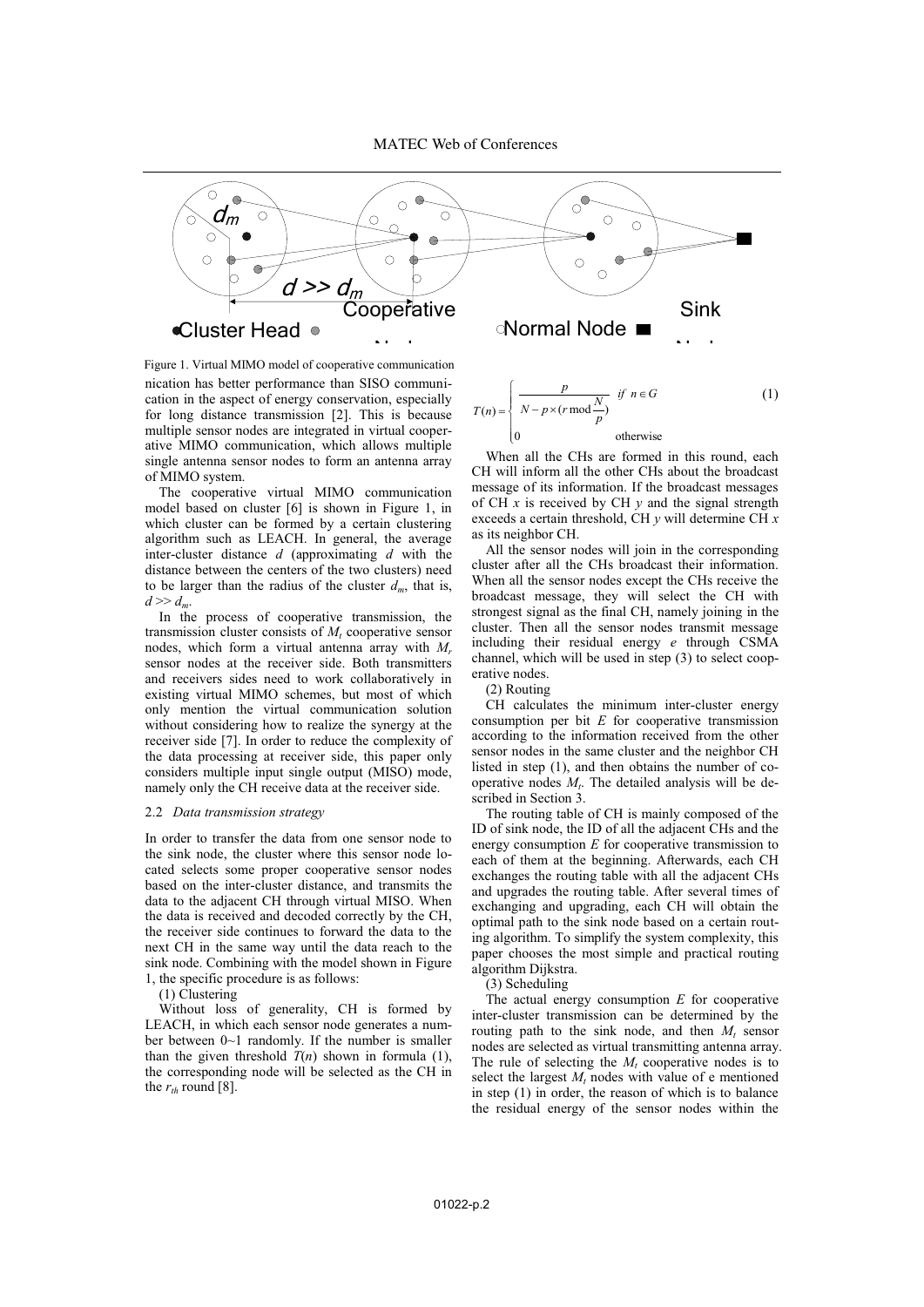Figure 1. Virtual MIMO model of cooperative communication

nication has better performance than SISO communication in the aspect of energy conservation, especially for long distance transmission [2]. This is because multiple sensor nodes are integrated in virtual cooperative MIMO communication, which allows multiple single antenna sensor nodes to form an antenna array of MIMO system.

The cooperative virtual MIMO communication model based on cluster [6] is shown in Figure 1, in which cluster can be formed by a certain clustering algorithm such as LEACH. In general, the average inter-cluster distance $d$ (approximating $d$ with the distance between the centers of the two clusters) need to be larger than the radius of the cluster $d_m$, that is, $d >> d_m$.

In the process of cooperative transmission, the transmission cluster consists of $M_t$ cooperative sensor nodes, which form a virtual antenna array with $M_r$ sensor nodes at the receiver side. Both transmitters and receivers sides need to work collaboratively in existing virtual MIMO schemes, but most of which only mention the virtual communication solution without considering how to realize the synergy at the receiver side [7]. In order to reduce the complexity of the data processing at receiver side, this paper only considers multiple input single output (MISO) mode, namely only the CH receive data at the receiver side.

### 2.2 *Data transmission strategy*

In order to transfer the data from one sensor node to the sink node, the cluster where this sensor node located selects some proper cooperative sensor nodes based on the inter-cluster distance, and transmits the data to the adjacent CH through virtual MISO. When the data is received and decoded correctly by the CH, the receiver side continues to forward the data to the next CH in the same way until the data reach to the sink node. Combining with the model shown in Figure 1, the specific procedure is as follows:

(1) Clustering

Without loss of generality, CH is formed by LEACH, in which each sensor node generates a number between 0~1 randomly. If the number is smaller than the given threshold $T(n)$ shown in formula (1), the corresponding node will be selected as the CH in the $r_{th}$ round [8].

$$T(n) = \begin{cases} \dfrac{p}{N - p \times (r \bmod \dfrac{N}{p})} & \text{if } n \in G \\ 0 & \text{otherwise} \end{cases} \tag{1}$$

When all the CHs are formed in this round, each CH will inform all the other CHs about the broadcast message of its information. If the broadcast messages of CH $x$ is received by CH $y$ and the signal strength exceeds a certain threshold, CH $y$ will determine CH $x$ as its neighbor CH.

All the sensor nodes will join in the corresponding cluster after all the CHs broadcast their information. When all the sensor nodes except the CHs receive the broadcast message, they will select the CH with strongest signal as the final CH, namely joining in the cluster. Then all the sensor nodes transmit message including their residual energy $e$ through CSMA channel, which will be used in step (3) to select cooperative nodes.

(2) Routing

CH calculates the minimum inter-cluster energy consumption per bit $E$ for cooperative transmission according to the information received from the other sensor nodes in the same cluster and the neighbor CH listed in step (1), and then obtains the number of cooperative nodes $M_t$. The detailed analysis will be described in Section 3.

The routing table of CH is mainly composed of the ID of sink node, the ID of all the adjacent CHs and the energy consumption $E$ for cooperative transmission to each of them at the beginning. Afterwards, each CH exchanges the routing table with all the adjacent CHs and upgrades the routing table. After several times of exchanging and upgrading, each CH will obtain the optimal path to the sink node based on a certain routing algorithm. To simplify the system complexity, this paper chooses the most simple and practical routing algorithm Dijkstra.

(3) Scheduling

The actual energy consumption $E$ for cooperative inter-cluster transmission can be determined by the routing path to the sink node, and then $M_t$ sensor nodes are selected as virtual transmitting antenna array. The rule of selecting the $M_t$ cooperative nodes is to select the largest $M_t$ nodes with value of e mentioned in step (1) in order, the reason of which is to balance the residual energy of the sensor nodes within the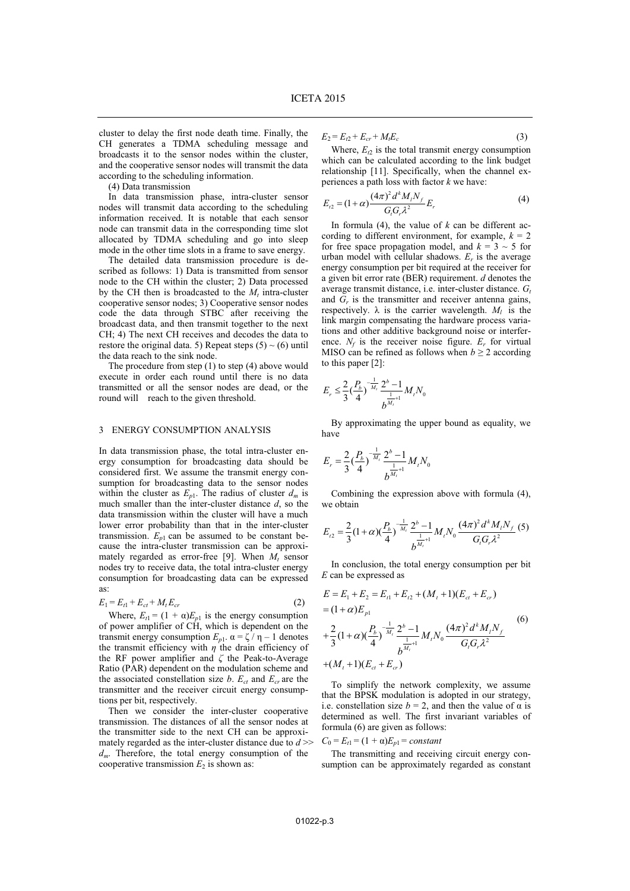cluster to delay the first node death time. Finally, the CH generates a TDMA scheduling message and broadcasts it to the sensor nodes within the cluster, and the cooperative sensor nodes will transmit the data according to the scheduling information.

(4) Data transmission

In data transmission phase, intra-cluster sensor nodes will transmit data according to the scheduling information received. It is notable that each sensor node can transmit data in the corresponding time slot allocated by TDMA scheduling and go into sleep mode in the other time slots in a frame to save energy.

The detailed data transmission procedure is described as follows: 1) Data is transmitted from sensor node to the CH within the cluster; 2) Data processed by the CH then is broadcasted to the $M_t$ intra-cluster cooperative sensor nodes; 3) Cooperative sensor nodes code the data through STBC after receiving the broadcast data, and then transmit together to the next CH; 4) The next CH receives and decodes the data to restore the original data. 5) Repeat steps (5) ~ (6) until the data reach to the sink node.

The procedure from step (1) to step (4) above would execute in order each round until there is no data transmitted or all the sensor nodes are dead, or the round will reach to the given threshold.

## 3 ENERGY CONSUMPTION ANALYSIS

In data transmission phase, the total intra-cluster energy consumption for broadcasting data should be considered first. We assume the transmit energy consumption for broadcasting data to the sensor nodes within the cluster as $E_{p1}$. The radius of cluster $d_m$ is much smaller than the inter-cluster distance $d$, so the data transmission within the cluster will have a much lower error probability than that in the inter-cluster transmission. $E_{p1}$ can be assumed to be constant because the intra-cluster transmission can be approximately regarded as error-free [9]. When $M_t$ sensor nodes try to receive data, the total intra-cluster energy consumption for broadcasting data can be expressed as:

$$E_1 = E_{t1} + E_{ct} + M_t E_{cr} \tag{2}$$

Where, $E_{t1} = (1 + \alpha)E_{p1}$ is the energy consumption of power amplifier of CH, which is dependent on the transmit energy consumption $E_{p1}$. $\alpha = \zeta / \eta - 1$ denotes the transmit efficiency with $\eta$ the drain efficiency of the RF power amplifier and $\zeta$ the Peak-to-Average Ratio (PAR) dependent on the modulation scheme and the associated constellation size $b$. $E_{ct}$ and $E_{cr}$ are the transmitter and the receiver circuit energy consumptions per bit, respectively.

Then we consider the inter-cluster cooperative transmission. The distances of all the sensor nodes at the transmitter side to the next CH can be approximately regarded as the inter-cluster distance due to $d >> d_m$. Therefore, the total energy consumption of the cooperative transmission $E_2$ is shown as:

$$E_2 = E_{t2} + E_{cr} + M_t E_c \tag{3}$$

Where, $E_{t2}$ is the total transmit energy consumption which can be calculated according to the link budget relationship [11]. Specifically, when the channel experiences a path loss with factor $k$ we have:

$$E_{t2} = (1+\alpha)\frac{(4\pi)^2 d^k M_l N_f}{G_t G_r \lambda^2} E_r \tag{4}$$

In formula (4), the value of $k$ can be different according to different environment, for example, $k = 2$ for free space propagation model, and $k = 3 \sim 5$ for urban model with cellular shadows. $E_r$ is the average energy consumption per bit required at the receiver for a given bit error rate (BER) requirement. $d$ denotes the average transmit distance, i.e. inter-cluster distance. $G_t$ and $G_r$ is the transmitter and receiver antenna gains, respectively. $\lambda$ is the carrier wavelength. $M_l$ is the link margin compensating the hardware process variations and other additive background noise or interference. $N_f$ is the receiver noise figure. $E_r$ for virtual MISO can be refined as follows when $b \geq 2$ according to this paper [2]:

$$E_r \leq \frac{2}{3}\left(\frac{P_b}{4}\right)^{-\frac{1}{M_t}} \frac{2^b - 1}{b^{\frac{1}{M_t}+1}} M_t N_0$$

By approximating the upper bound as equality, we have

$$E_r = \frac{2}{3}\left(\frac{P_b}{4}\right)^{-\frac{1}{M_t}} \frac{2^b - 1}{b^{\frac{1}{M_t}+1}} M_t N_0$$

Combining the expression above with formula (4), we obtain

$$E_{t2} = \frac{2}{3}(1+\alpha)\left(\frac{P_b}{4}\right)^{-\frac{1}{M_t}} \frac{2^b - 1}{b^{\frac{1}{M_t}+1}} M_t N_0 \frac{(4\pi)^2 d^k M_l N_f}{G_t G_r \lambda^2} \tag{5}$$

In conclusion, the total energy consumption per bit $E$ can be expressed as

$$\begin{aligned} E &= E_1 + E_2 = E_{t1} + E_{t2} + (M_t + 1)(E_{ct} + E_{cr}) \\ &= (1+\alpha)E_{p1} \\ &+ \frac{2}{3}(1+\alpha)\left(\frac{P_b}{4}\right)^{-\frac{1}{M_t}} \frac{2^b - 1}{b^{\frac{1}{M_t}+1}} M_t N_0 \frac{(4\pi)^2 d^k M_l N_f}{G_t G_r \lambda^2} \\ &+ (M_t + 1)(E_{ct} + E_{cr}) \end{aligned} \tag{6}$$

To simplify the network complexity, we assume that the BPSK modulation is adopted in our strategy, i.e. constellation size $b = 2$, and then the value of $\alpha$ is determined as well. The first invariant variables of formula (6) are given as follows:

$C_0 = E_{t1} = (1 + \alpha)E_{p1} = constant$

The transmitting and receiving circuit energy consumption can be approximately regarded as constant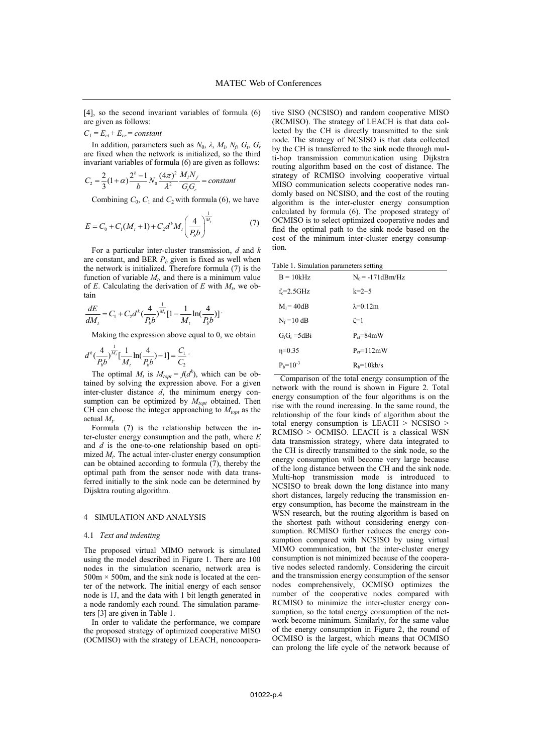[4], so the second invariant variables of formula (6) are given as follows:

$C_1 = E_{ct} + E_{cr} = constant$

In addition, parameters such as $N_0$, $\lambda$, $M_l$, $N_f$, $G_t$, $G_r$ are fixed when the network is initialized, so the third invariant variables of formula (6) are given as follows:

$$C_2 = \frac{2}{3}(1+\alpha)\frac{2^b - 1}{b} N_0 \frac{(4\pi)^2}{\lambda^2}\frac{M_l N_f}{G_t G_r} = constant$$

Combining $C_0$, $C_1$ and $C_2$ with formula (6), we have

$$E = C_0 + C_1(M_t + 1) + C_2 d^k M_t \left(\frac{4}{P_b b}\right)^{\frac{1}{M_t}} \tag{7}$$

For a particular inter-cluster transmission, $d$ and $k$ are constant, and BER $P_b$ given is fixed as well when the network is initialized. Therefore formula (7) is the function of variable $M_t$, and there is a minimum value of $E$. Calculating the derivation of $E$ with $M_t$, we obtain

$$\frac{dE}{dM_t} = C_1 + C_2 d^k (\frac{4}{P_b b})^{\frac{1}{M_t}}[1 - \frac{1}{M_t}\ln(\frac{4}{P_b b})] \cdot$$

Making the expression above equal to 0, we obtain

$$d^k (\frac{4}{P_b b})^{\frac{1}{M_t}}[\frac{1}{M_t}\ln(\frac{4}{P_b b}) - 1] = \frac{C_1}{C_2} \cdot$$

The optimal $M_t$ is $M_{topt} = f(d^k)$, which can be obtained by solving the expression above. For a given inter-cluster distance $d$, the minimum energy consumption can be optimized by $M_{topt}$ obtained. Then CH can choose the integer approaching to $M_{topt}$ as the actual $M_t$.

Formula (7) is the relationship between the inter-cluster energy consumption and the path, where $E$ and $d$ is the one-to-one relationship based on optimized $M_t$. The actual inter-cluster energy consumption can be obtained according to formula (7), thereby the optimal path from the sensor node with data transferred initially to the sink node can be determined by Dijsktra routing algorithm.

## 4 SIMULATION AND ANALYSIS

### 4.1 *Text and indenting*

The proposed virtual MIMO network is simulated using the model described in Figure 1. There are 100 nodes in the simulation scenario, network area is 500m × 500m, and the sink node is located at the center of the network. The initial energy of each sensor node is 1J, and the data with 1 bit length generated in a node randomly each round. The simulation parameters [3] are given in Table 1.

In order to validate the performance, we compare the proposed strategy of optimized cooperative MISO (OCMISO) with the strategy of LEACH, noncooperative SISO (NCSISO) and random cooperative MISO (RCMISO). The strategy of LEACH is that data collected by the CH is directly transmitted to the sink node. The strategy of NCSISO is that data collected by the CH is transferred to the sink node through multi-hop transmission communication using Dijkstra routing algorithm based on the cost of distance. The strategy of RCMISO involving cooperative virtual MISO communication selects cooperative nodes randomly based on NCSISO, and the cost of the routing algorithm is the inter-cluster energy consumption calculated by formula (6). The proposed strategy of OCMISO is to select optimized cooperative nodes and find the optimal path to the sink node based on the cost of the minimum inter-cluster energy consumption.

Table 1. Simulation parameters setting

| | |
|---|---|
| B = 10kHz | $N_0$ = -171dBm/Hz |
| $f_c$=2.5GHz | k=2~5 |
| $M_l$ = 40dB | $\lambda$=0.12m |
| $N_f$ =10 dB | $\zeta$=1 |
| $G_tG_r$ =5dBi | $P_{ct}$=84mW |
| $\eta$=0.35 | $P_{cr}$=112mW |
| $P_b$=$10^{-3}$ | $R_b$=10kb/s |

Comparison of the total energy consumption of the network with the round is shown in Figure 2. Total energy consumption of the four algorithms is on the rise with the round increasing. In the same round, the relationship of the four kinds of algorithm about the total energy consumption is LEACH > NCSISO > RCMISO > OCMISO. LEACH is a classical WSN data transmission strategy, where data integrated to the CH is directly transmitted to the sink node, so the energy consumption will become very large because of the long distance between the CH and the sink node. Multi-hop transmission mode is introduced to NCSISO to break down the long distance into many short distances, largely reducing the transmission energy consumption, has become the mainstream in the WSN research, but the routing algorithm is based on the shortest path without considering energy consumption. RCMISO further reduces the energy consumption compared with NCSISO by using virtual MIMO communication, but the inter-cluster energy consumption is not minimized because of the cooperative nodes selected randomly. Considering the circuit and the transmission energy consumption of the sensor nodes comprehensively, OCMISO optimizes the number of the cooperative nodes compared with RCMISO to minimize the inter-cluster energy consumption, so the total energy consumption of the network become minimum. Similarly, for the same value of the energy consumption in Figure 2, the round of OCMISO is the largest, which means that OCMISO can prolong the life cycle of the network because of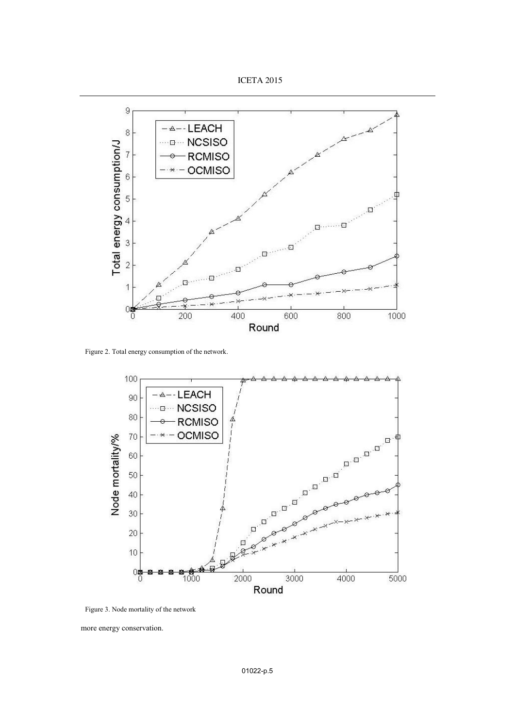Figure 2. Total energy consumption of the network.

Figure 3. Node mortality of the network

more energy conservation.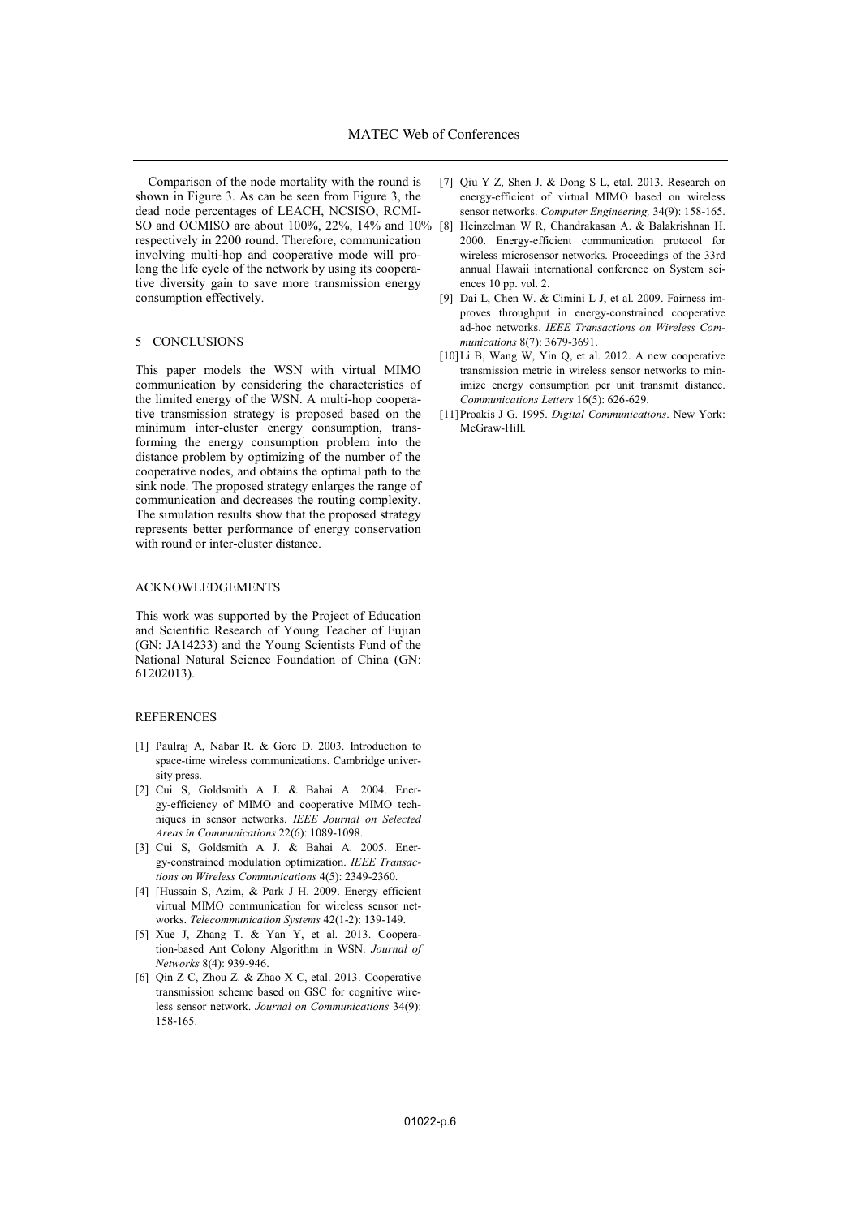Comparison of the node mortality with the round is shown in Figure 3. As can be seen from Figure 3, the dead node percentages of LEACH, NCSISO, RCMISO and OCMISO are about 100%, 22%, 14% and 10% respectively in 2200 round. Therefore, communication involving multi-hop and cooperative mode will prolong the life cycle of the network by using its cooperative diversity gain to save more transmission energy consumption effectively.

## 5 CONCLUSIONS

This paper models the WSN with virtual MIMO communication by considering the characteristics of the limited energy of the WSN. A multi-hop cooperative transmission strategy is proposed based on the minimum inter-cluster energy consumption, transforming the energy consumption problem into the distance problem by optimizing of the number of the cooperative nodes, and obtains the optimal path to the sink node. The proposed strategy enlarges the range of communication and decreases the routing complexity. The simulation results show that the proposed strategy represents better performance of energy conservation with round or inter-cluster distance.

## ACKNOWLEDGEMENTS

This work was supported by the Project of Education and Scientific Research of Young Teacher of Fujian (GN: JA14233) and the Young Scientists Fund of the National Natural Science Foundation of China (GN: 61202013).

## REFERENCES

[1] Paulraj A, Nabar R. & Gore D. 2003. Introduction to space-time wireless communications. Cambridge university press.

[2] Cui S, Goldsmith A J. & Bahai A. 2004. Energy-efficiency of MIMO and cooperative MIMO techniques in sensor networks. *IEEE Journal on Selected Areas in Communications* 22(6): 1089-1098.

[3] Cui S, Goldsmith A J. & Bahai A. 2005. Energy-constrained modulation optimization. *IEEE Transactions on Wireless Communications* 4(5): 2349-2360.

[4] [Hussain S, Azim, & Park J H. 2009. Energy efficient virtual MIMO communication for wireless sensor networks. *Telecommunication Systems* 42(1-2): 139-149.

[5] Xue J, Zhang T. & Yan Y, et al. 2013. Cooperation-based Ant Colony Algorithm in WSN. *Journal of Networks* 8(4): 939-946.

[6] Qin Z C, Zhou Z. & Zhao X C, etal. 2013. Cooperative transmission scheme based on GSC for cognitive wireless sensor network. *Journal on Communications* 34(9): 158-165.

[7] Qiu Y Z, Shen J. & Dong S L, etal. 2013. Research on energy-efficient of virtual MIMO based on wireless sensor networks. *Computer Engineering,* 34(9): 158-165.

[8] Heinzelman W R, Chandrakasan A. & Balakrishnan H. 2000. Energy-efficient communication protocol for wireless microsensor networks. Proceedings of the 33rd annual Hawaii international conference on System sciences 10 pp. vol. 2.

[9] Dai L, Chen W. & Cimini L J, et al. 2009. Fairness improves throughput in energy-constrained cooperative ad-hoc networks. *IEEE Transactions on Wireless Communications* 8(7): 3679-3691.

[10] Li B, Wang W, Yin Q, et al. 2012. A new cooperative transmission metric in wireless sensor networks to minimize energy consumption per unit transmit distance. *Communications Letters* 16(5): 626-629.

[11] Proakis J G. 1995. *Digital Communications*. New York: McGraw-Hill.